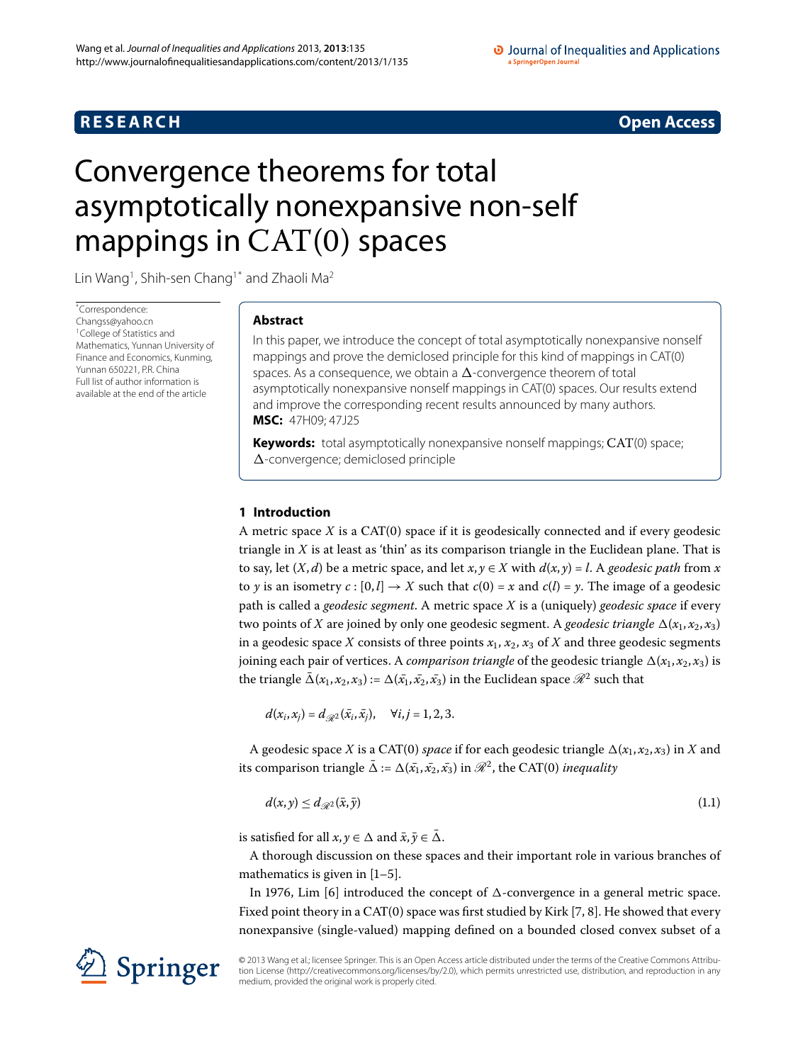**RESEARCH** **Open Access**

# Convergence theorems for total asymptotically nonexpansive non-self mappings in CAT(0) spaces

Lin Wang[1], Shih-sen Chang[1*] and Zhaoli Ma[2]

*Correspondence: Changss@yahoo.cn
[1]College of Statistics and Mathematics, Yunnan University of Finance and Economics, Kunming, Yunnan 650221, P.R. China
Full list of author information is available at the end of the article

## Abstract

In this paper, we introduce the concept of total asymptotically nonexpansive nonself mappings and prove the demiclosed principle for this kind of mappings in CAT(0) spaces. As a consequence, we obtain a $\Delta$-convergence theorem of total asymptotically nonexpansive nonself mappings in CAT(0) spaces. Our results extend and improve the corresponding recent results announced by many authors.

**MSC:** 47H09; 47J25

**Keywords:** total asymptotically nonexpansive nonself mappings; CAT(0) space; $\Delta$-convergence; demiclosed principle

## 1 Introduction

A metric space $X$ is a CAT(0) space if it is geodesically connected and if every geodesic triangle in $X$ is at least as 'thin' as its comparison triangle in the Euclidean plane. That is to say, let $(X, d)$ be a metric space, and let $x, y \in X$ with $d(x, y) = l$. A *geodesic path* from $x$ to $y$ is an isometry $c : [0, l] \to X$ such that $c(0) = x$ and $c(l) = y$. The image of a geodesic path is called a *geodesic segment*. A metric space $X$ is a (uniquely) *geodesic space* if every two points of $X$ are joined by only one geodesic segment. A *geodesic triangle* $\Delta(x_1, x_2, x_3)$ in a geodesic space $X$ consists of three points $x_1$, $x_2$, $x_3$ of $X$ and three geodesic segments joining each pair of vertices. A *comparison triangle* of the geodesic triangle $\Delta(x_1, x_2, x_3)$ is the triangle $\bar{\Delta}(x_1, x_2, x_3) := \Delta(\bar{x_1}, \bar{x_2}, \bar{x_3})$ in the Euclidean space $\mathscr{R}^2$ such that

$$d(x_i, x_j) = d_{\mathscr{R}^2}(\bar{x_i}, \bar{x_j}), \quad \forall i, j = 1, 2, 3.$$

A geodesic space $X$ is a CAT(0) *space* if for each geodesic triangle $\Delta(x_1, x_2, x_3)$ in $X$ and its comparison triangle $\bar{\Delta} := \Delta(\bar{x_1}, \bar{x_2}, \bar{x_3})$ in $\mathscr{R}^2$, the CAT(0) *inequality*

$$d(x, y) \leq d_{\mathscr{R}^2}(\bar{x}, \bar{y}) \tag{1.1}$$

is satisfied for all $x, y \in \Delta$ and $\bar{x}, \bar{y} \in \bar{\Delta}$.

A thorough discussion on these spaces and their important role in various branches of mathematics is given in [1–5].

In 1976, Lim [6] introduced the concept of $\Delta$-convergence in a general metric space. Fixed point theory in a CAT(0) space was first studied by Kirk [7, 8]. He showed that every nonexpansive (single-valued) mapping defined on a bounded closed convex subset of a

© 2013 Wang et al.; licensee Springer. This is an Open Access article distributed under the terms of the Creative Commons Attribution License (http://creativecommons.org/licenses/by/2.0), which permits unrestricted use, distribution, and reproduction in any medium, provided the original work is properly cited.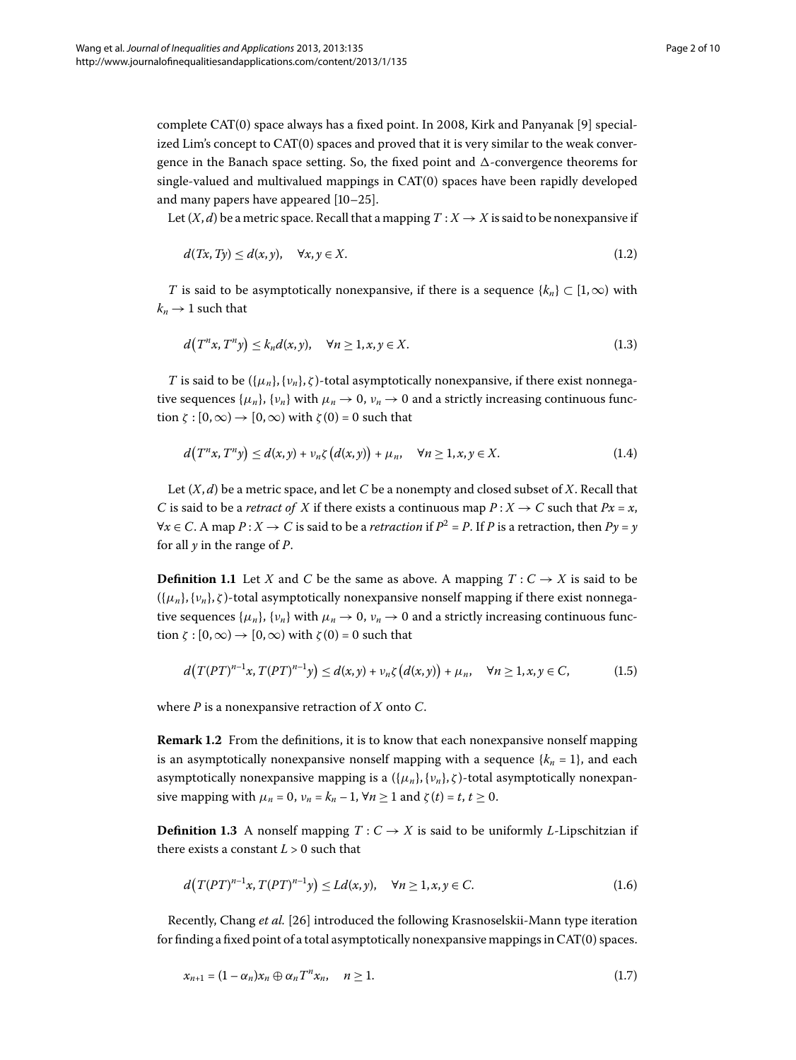complete CAT(0) space always has a fixed point. In 2008, Kirk and Panyanak [9] specialized Lim's concept to CAT(0) spaces and proved that it is very similar to the weak convergence in the Banach space setting. So, the fixed point and $\Delta$-convergence theorems for single-valued and multivalued mappings in CAT(0) spaces have been rapidly developed and many papers have appeared [10–25].

Let $(X, d)$ be a metric space. Recall that a mapping $T : X \to X$ is said to be nonexpansive if

$$d(Tx, Ty) \leq d(x, y), \quad \forall x, y \in X. \tag{1.2}$$

$T$ is said to be asymptotically nonexpansive, if there is a sequence $\{k_n\} \subset [1, \infty)$ with $k_n \to 1$ such that

$$d(T^n x, T^n y) \leq k_n d(x, y), \quad \forall n \geq 1, x, y \in X. \tag{1.3}$$

$T$ is said to be $(\{\mu_n\}, \{\nu_n\}, \zeta)$-total asymptotically nonexpansive, if there exist nonnegative sequences $\{\mu_n\}$, $\{\nu_n\}$ with $\mu_n \to 0$, $\nu_n \to 0$ and a strictly increasing continuous function $\zeta : [0, \infty) \to [0, \infty)$ with $\zeta(0) = 0$ such that

$$d(T^n x, T^n y) \leq d(x, y) + \nu_n \zeta(d(x, y)) + \mu_n, \quad \forall n \geq 1, x, y \in X. \tag{1.4}$$

Let $(X, d)$ be a metric space, and let $C$ be a nonempty and closed subset of $X$. Recall that $C$ is said to be a *retract of* $X$ if there exists a continuous map $P : X \to C$ such that $Px = x$, $\forall x \in C$. A map $P : X \to C$ is said to be a *retraction* if $P^2 = P$. If $P$ is a retraction, then $Py = y$ for all $y$ in the range of $P$.

**Definition 1.1** Let $X$ and $C$ be the same as above. A mapping $T : C \to X$ is said to be $(\{\mu_n\}, \{\nu_n\}, \zeta)$-total asymptotically nonexpansive nonself mapping if there exist nonnegative sequences $\{\mu_n\}$, $\{\nu_n\}$ with $\mu_n \to 0$, $\nu_n \to 0$ and a strictly increasing continuous function $\zeta : [0, \infty) \to [0, \infty)$ with $\zeta(0) = 0$ such that

$$d\big(T(PT)^{n-1}x, T(PT)^{n-1}y\big) \leq d(x, y) + \nu_n \zeta(d(x, y)) + \mu_n, \quad \forall n \geq 1, x, y \in C, \tag{1.5}$$

where $P$ is a nonexpansive retraction of $X$ onto $C$.

**Remark 1.2** From the definitions, it is to know that each nonexpansive nonself mapping is an asymptotically nonexpansive nonself mapping with a sequence $\{k_n = 1\}$, and each asymptotically nonexpansive mapping is a $(\{\mu_n\}, \{\nu_n\}, \zeta)$-total asymptotically nonexpansive mapping with $\mu_n = 0$, $\nu_n = k_n - 1$, $\forall n \geq 1$ and $\zeta(t) = t$, $t \geq 0$.

**Definition 1.3** A nonself mapping $T : C \to X$ is said to be uniformly $L$-Lipschitzian if there exists a constant $L > 0$ such that

$$d\big(T(PT)^{n-1}x, T(PT)^{n-1}y\big) \leq L d(x, y), \quad \forall n \geq 1, x, y \in C. \tag{1.6}$$

Recently, Chang *et al.* [26] introduced the following Krasnoselskii-Mann type iteration for finding a fixed point of a total asymptotically nonexpansive mappings in CAT(0) spaces.

$$x_{n+1} = (1 - \alpha_n)x_n \oplus \alpha_n T^n x_n, \quad n \geq 1. \tag{1.7}$$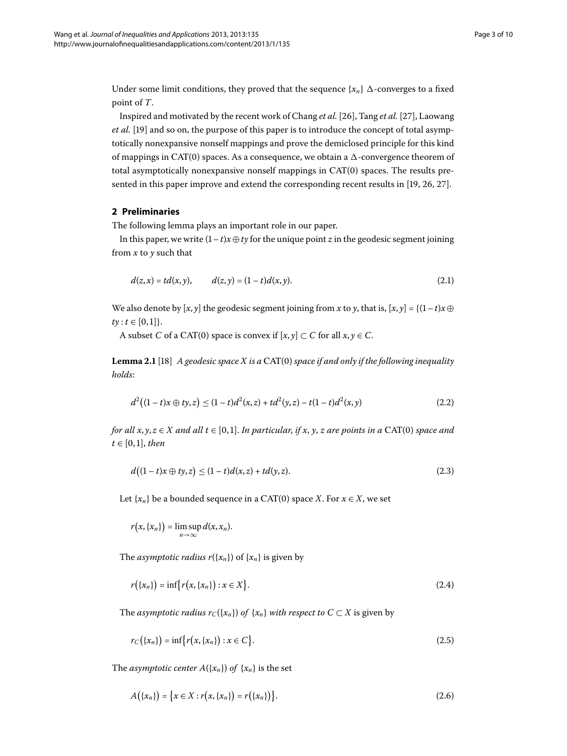Under some limit conditions, they proved that the sequence $\{x_n\}$ $\Delta$-converges to a fixed point of $T$.

Inspired and motivated by the recent work of Chang *et al.* [26], Tang *et al.* [27], Laowang *et al.* [19] and so on, the purpose of this paper is to introduce the concept of total asymptotically nonexpansive nonself mappings and prove the demiclosed principle for this kind of mappings in CAT(0) spaces. As a consequence, we obtain a $\Delta$-convergence theorem of total asymptotically nonexpansive nonself mappings in CAT(0) spaces. The results presented in this paper improve and extend the corresponding recent results in [19, 26, 27].

## 2 Preliminaries

The following lemma plays an important role in our paper.

In this paper, we write $(1-t)x \oplus ty$ for the unique point $z$ in the geodesic segment joining from $x$ to $y$ such that

$$d(z,x) = td(x,y), \qquad d(z,y) = (1-t)d(x,y). \tag{2.1}$$

We also denote by $[x,y]$ the geodesic segment joining from $x$ to $y$, that is, $[x,y] = \{(1-t)x \oplus ty : t \in [0,1]\}$.

A subset $C$ of a CAT(0) space is convex if $[x,y] \subset C$ for all $x,y \in C$.

**Lemma 2.1** [18] *A geodesic space $X$ is a* CAT(0) *space if and only if the following inequality holds*:

$$d^2\big((1-t)x \oplus ty, z\big) \le (1-t)d^2(x,z) + td^2(y,z) - t(1-t)d^2(x,y) \tag{2.2}$$

*for all $x,y,z \in X$ and all $t \in [0,1]$. In particular, if $x$, $y$, $z$ are points in a* CAT(0) *space and $t \in [0,1]$, then*

$$d\big((1-t)x \oplus ty, z\big) \le (1-t)d(x,z) + td(y,z). \tag{2.3}$$

Let $\{x_n\}$ be a bounded sequence in a CAT(0) space $X$. For $x \in X$, we set

$$r\big(x, \{x_n\}\big) = \limsup_{n\to\infty} d(x, x_n).$$

The *asymptotic radius* $r(\{x_n\})$ of $\{x_n\}$ is given by

$$r\big(\{x_n\}\big) = \inf\big\{r\big(x,\{x_n\}\big) : x \in X\big\}. \tag{2.4}$$

The *asymptotic radius* $r_C(\{x_n\})$ *of* $\{x_n\}$ *with respect to* $C \subset X$ is given by

$$r_C\big(\{x_n\}\big) = \inf\big\{r\big(x,\{x_n\}\big) : x \in C\big\}. \tag{2.5}$$

The *asymptotic center* $A(\{x_n\})$ *of* $\{x_n\}$ is the set

$$A\big(\{x_n\}\big) = \big\{x \in X : r\big(x,\{x_n\}\big) = r\big(\{x_n\}\big)\big\}. \tag{2.6}$$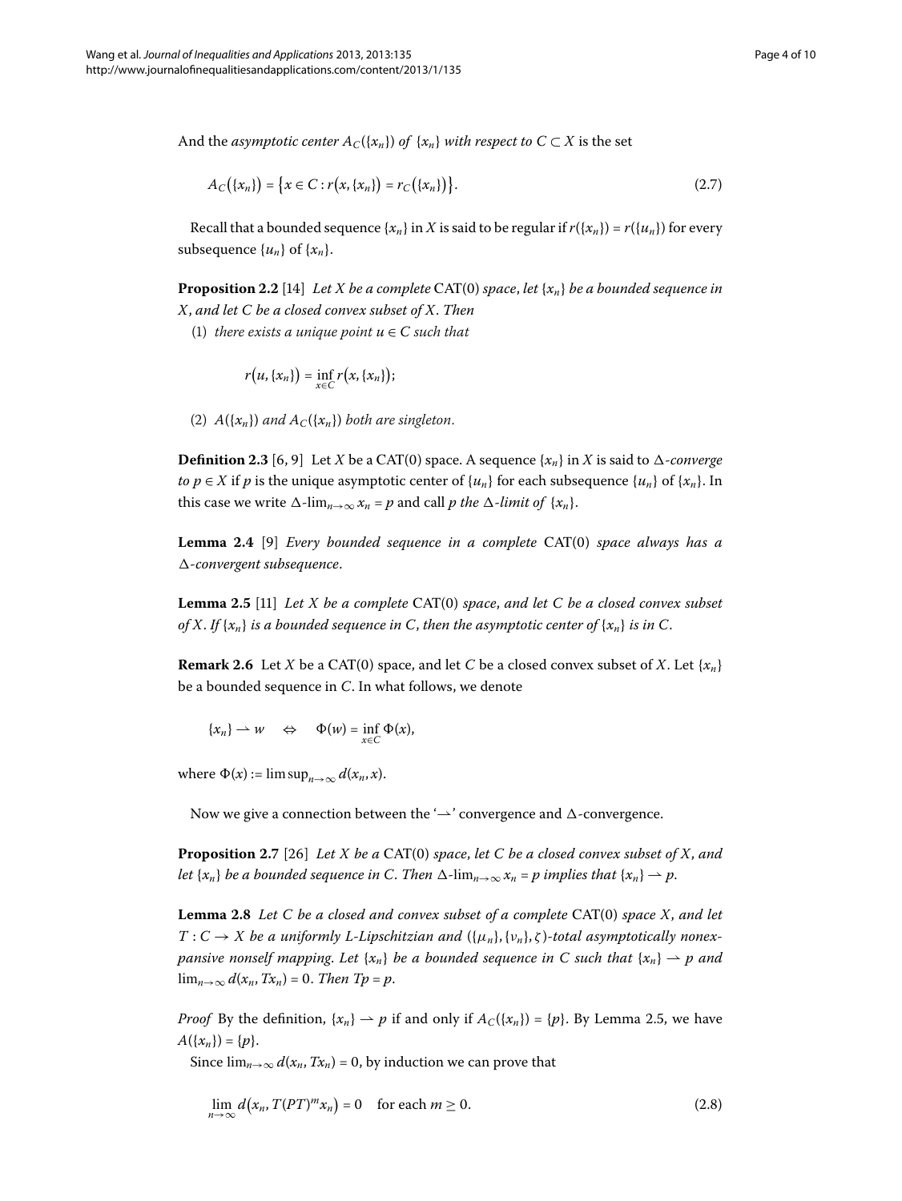And the *asymptotic center* $A_C(\{x_n\})$ *of* $\{x_n\}$ *with respect to* $C \subset X$ is the set

$$A_C(\{x_n\}) = \{x \in C : r(x, \{x_n\}) = r_C(\{x_n\})\}. \tag{2.7}$$

Recall that a bounded sequence $\{x_n\}$ in $X$ is said to be regular if $r(\{x_n\}) = r(\{u_n\})$ for every subsequence $\{u_n\}$ of $\{x_n\}$.

**Proposition 2.2** [14] *Let $X$ be a complete* CAT(0) *space, let $\{x_n\}$ be a bounded sequence in $X$, and let $C$ be a closed convex subset of $X$. Then*

(1) *there exists a unique point $u \in C$ such that*

$$r(u, \{x_n\}) = \inf_{x \in C} r(x, \{x_n\});$$

(2) *$A(\{x_n\})$ and $A_C(\{x_n\})$ both are singleton.*

**Definition 2.3** [6, 9] Let $X$ be a CAT(0) space. A sequence $\{x_n\}$ in $X$ is said to *$\Delta$-converge to $p \in X$* if $p$ is the unique asymptotic center of $\{u_n\}$ for each subsequence $\{u_n\}$ of $\{x_n\}$. In this case we write $\Delta\text{-}\lim_{n\to\infty} x_n = p$ and call $p$ *the $\Delta$-limit of* $\{x_n\}$.

**Lemma 2.4** [9] *Every bounded sequence in a complete* CAT(0) *space always has a $\Delta$-convergent subsequence.*

**Lemma 2.5** [11] *Let $X$ be a complete* CAT(0) *space, and let $C$ be a closed convex subset of $X$. If $\{x_n\}$ is a bounded sequence in $C$, then the asymptotic center of $\{x_n\}$ is in $C$.*

**Remark 2.6** Let $X$ be a CAT(0) space, and let $C$ be a closed convex subset of $X$. Let $\{x_n\}$ be a bounded sequence in $C$. In what follows, we denote

$$\{x_n\} \rightharpoonup w \quad \Leftrightarrow \quad \Phi(w) = \inf_{x \in C} \Phi(x),$$

where $\Phi(x) := \limsup_{n\to\infty} d(x_n, x)$.

Now we give a connection between the '$\rightharpoonup$' convergence and $\Delta$-convergence.

**Proposition 2.7** [26] *Let $X$ be a* CAT(0) *space, let $C$ be a closed convex subset of $X$, and let $\{x_n\}$ be a bounded sequence in $C$. Then $\Delta\text{-}\lim_{n\to\infty} x_n = p$ implies that $\{x_n\} \rightharpoonup p$.*

**Lemma 2.8** *Let $C$ be a closed and convex subset of a complete* CAT(0) *space $X$, and let $T : C \to X$ be a uniformly $L$-Lipschitzian and $(\{\mu_n\}, \{\nu_n\}, \zeta)$-total asymptotically nonexpansive nonself mapping. Let $\{x_n\}$ be a bounded sequence in $C$ such that $\{x_n\} \rightharpoonup p$ and $\lim_{n\to\infty} d(x_n, Tx_n) = 0$. Then $Tp = p$.*

*Proof* By the definition, $\{x_n\} \rightharpoonup p$ if and only if $A_C(\{x_n\}) = \{p\}$. By Lemma 2.5, we have $A(\{x_n\}) = \{p\}$.

Since $\lim_{n\to\infty} d(x_n, Tx_n) = 0$, by induction we can prove that

$$\lim_{n\to\infty} d(x_n, T(PT)^m x_n) = 0 \quad \text{for each } m \geq 0. \tag{2.8}$$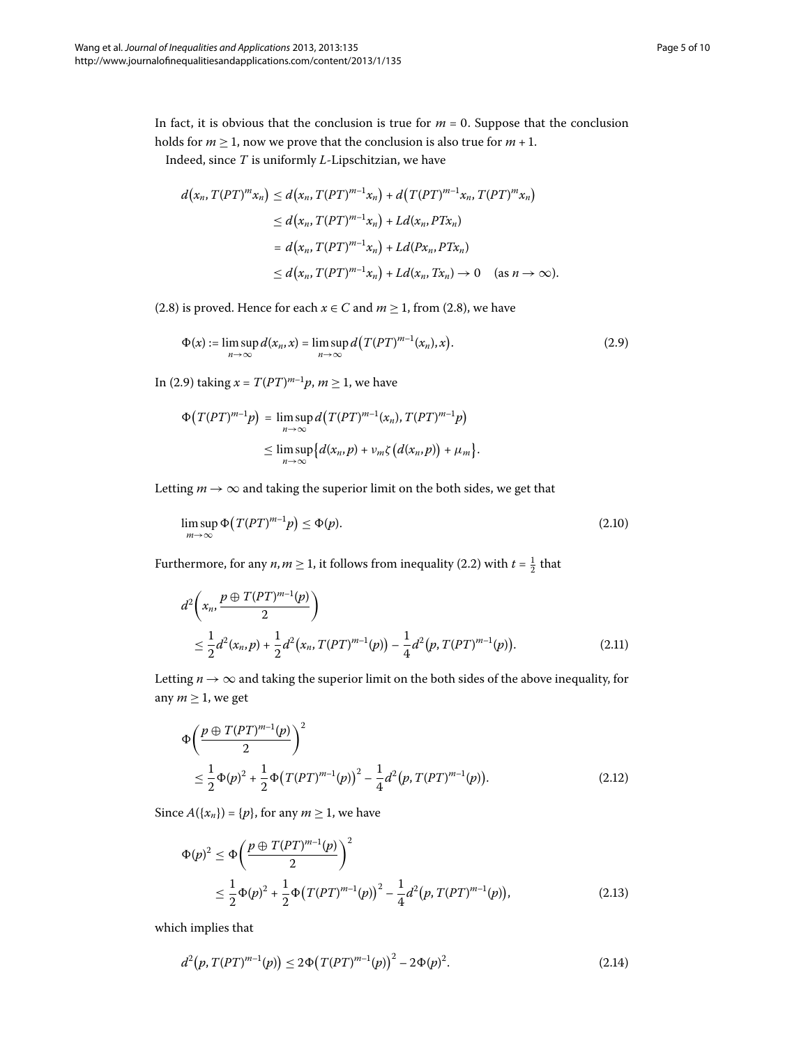In fact, it is obvious that the conclusion is true for $m = 0$. Suppose that the conclusion holds for $m \geq 1$, now we prove that the conclusion is also true for $m + 1$.

Indeed, since $T$ is uniformly $L$-Lipschitzian, we have

$$
\begin{aligned}
d\big(x_n, T(PT)^m x_n\big) &\leq d\big(x_n, T(PT)^{m-1} x_n\big) + d\big(T(PT)^{m-1} x_n, T(PT)^m x_n\big) \\
&\leq d\big(x_n, T(PT)^{m-1} x_n\big) + L d(x_n, PTx_n) \\
&= d\big(x_n, T(PT)^{m-1} x_n\big) + L d(Px_n, PTx_n) \\
&\leq d\big(x_n, T(PT)^{m-1} x_n\big) + L d(x_n, Tx_n) \to 0 \quad (\text{as } n \to \infty).
\end{aligned}
$$

(2.8) is proved. Hence for each $x \in C$ and $m \geq 1$, from (2.8), we have

$$
\Phi(x) := \limsup_{n\to\infty} d(x_n, x) = \limsup_{n\to\infty} d\big(T(PT)^{m-1}(x_n), x\big). \tag{2.9}
$$

In (2.9) taking $x = T(PT)^{m-1}p$, $m \geq 1$, we have

$$
\begin{aligned}
\Phi\big(T(PT)^{m-1}p\big) &= \limsup_{n\to\infty} d\big(T(PT)^{m-1}(x_n), T(PT)^{m-1}p\big) \\
&\leq \limsup_{n\to\infty} \big\{d(x_n, p) + \nu_m \zeta\big(d(x_n, p)\big) + \mu_m\big\}.
\end{aligned}
$$

Letting $m \to \infty$ and taking the superior limit on the both sides, we get that

$$
\limsup_{m\to\infty} \Phi\big(T(PT)^{m-1}p\big) \leq \Phi(p). \tag{2.10}
$$

Furthermore, for any $n, m \geq 1$, it follows from inequality (2.2) with $t = \frac{1}{2}$ that

$$
\begin{aligned}
&d^2\bigg(x_n, \frac{p \oplus T(PT)^{m-1}(p)}{2}\bigg) \\
&\quad\leq \frac{1}{2} d^2(x_n, p) + \frac{1}{2} d^2\big(x_n, T(PT)^{m-1}(p)\big) - \frac{1}{4} d^2\big(p, T(PT)^{m-1}(p)\big).
\end{aligned} \tag{2.11}
$$

Letting $n \to \infty$ and taking the superior limit on the both sides of the above inequality, for any $m \geq 1$, we get

$$
\begin{aligned}
&\Phi\bigg(\frac{p \oplus T(PT)^{m-1}(p)}{2}\bigg)^2 \\
&\quad\leq \frac{1}{2}\Phi(p)^2 + \frac{1}{2}\Phi\big(T(PT)^{m-1}(p)\big)^2 - \frac{1}{4} d^2\big(p, T(PT)^{m-1}(p)\big).
\end{aligned} \tag{2.12}
$$

Since $A(\{x_n\}) = \{p\}$, for any $m \geq 1$, we have

$$
\begin{aligned}
\Phi(p)^2 &\leq \Phi\bigg(\frac{p \oplus T(PT)^{m-1}(p)}{2}\bigg)^2 \\
&\leq \frac{1}{2}\Phi(p)^2 + \frac{1}{2}\Phi\big(T(PT)^{m-1}(p)\big)^2 - \frac{1}{4} d^2\big(p, T(PT)^{m-1}(p)\big),
\end{aligned} \tag{2.13}
$$

which implies that

$$
d^2\big(p, T(PT)^{m-1}(p)\big) \leq 2\Phi\big(T(PT)^{m-1}(p)\big)^2 - 2\Phi(p)^2. \tag{2.14}
$$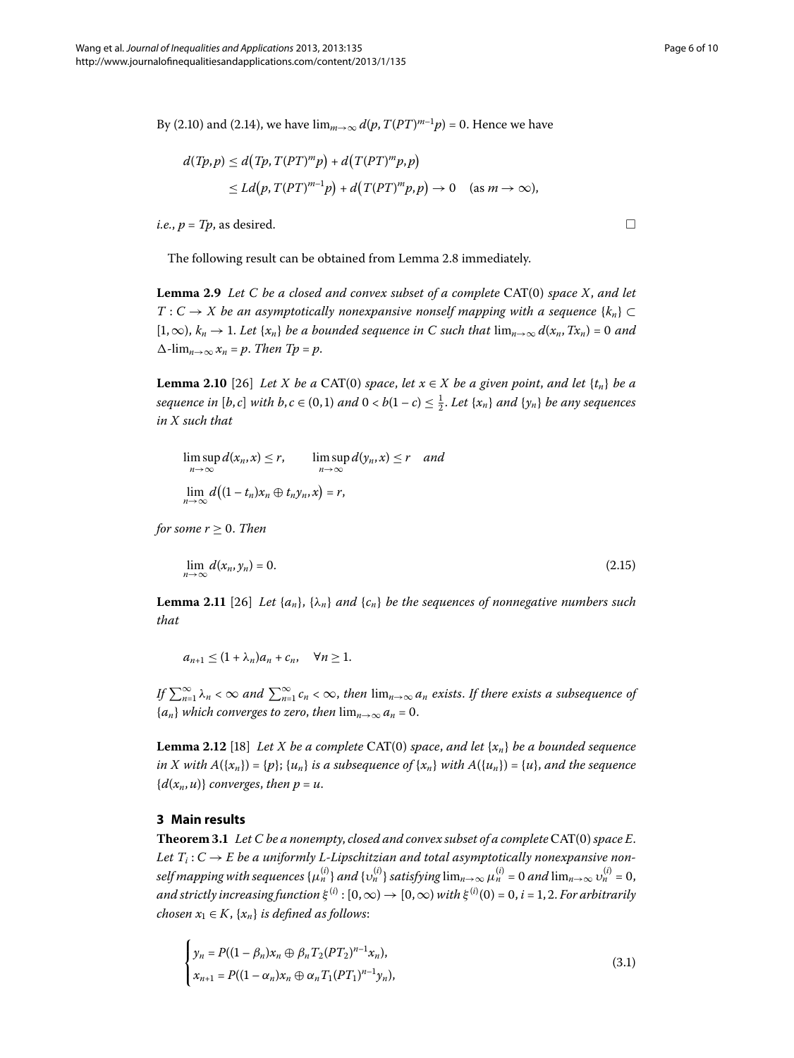By (2.10) and (2.14), we have $\lim_{m\to\infty} d(p, T(PT)^{m-1}p) = 0$. Hence we have

$$
\begin{aligned}
d(Tp,p) &\le d\big(Tp, T(PT)^m p\big) + d\big(T(PT)^m p, p\big) \\
&\le Ld\big(p, T(PT)^{m-1}p\big) + d\big(T(PT)^m p, p\big) \to 0 \quad (\text{as } m \to \infty),
\end{aligned}
$$

*i.e.*, $p = Tp$, as desired. □

The following result can be obtained from Lemma 2.8 immediately.

**Lemma 2.9** *Let $C$ be a closed and convex subset of a complete* CAT(0) *space $X$, and let $T : C \to X$ be an asymptotically nonexpansive nonself mapping with a sequence $\{k_n\} \subset [1,\infty)$, $k_n \to 1$. Let $\{x_n\}$ be a bounded sequence in $C$ such that $\lim_{n\to\infty} d(x_n, Tx_n) = 0$ and $\Delta\text{-}\lim_{n\to\infty} x_n = p$. Then $Tp = p$.*

**Lemma 2.10** [26] *Let $X$ be a* CAT(0) *space, let $x \in X$ be a given point, and let $\{t_n\}$ be a sequence in $[b,c]$ with $b,c \in (0,1)$ and $0 < b(1-c) \le \frac{1}{2}$. Let $\{x_n\}$ and $\{y_n\}$ be any sequences in $X$ such that*

$$
\limsup_{n\to\infty} d(x_n, x) \le r, \qquad \limsup_{n\to\infty} d(y_n, x) \le r \quad \textit{and}
$$

$$
\lim_{n\to\infty} d\big((1-t_n)x_n \oplus t_n y_n, x\big) = r,
$$

*for some $r \ge 0$. Then*

$$
\lim_{n\to\infty} d(x_n, y_n) = 0. \tag{2.15}
$$

**Lemma 2.11** [26] *Let $\{a_n\}$, $\{\lambda_n\}$ and $\{c_n\}$ be the sequences of nonnegative numbers such that*

$$
a_{n+1} \le (1+\lambda_n)a_n + c_n, \quad \forall n \ge 1.
$$

*If $\sum_{n=1}^{\infty} \lambda_n < \infty$ and $\sum_{n=1}^{\infty} c_n < \infty$, then $\lim_{n\to\infty} a_n$ exists. If there exists a subsequence of $\{a_n\}$ which converges to zero, then $\lim_{n\to\infty} a_n = 0$.*

**Lemma 2.12** [18] *Let $X$ be a complete* CAT(0) *space, and let $\{x_n\}$ be a bounded sequence in $X$ with $A(\{x_n\}) = \{p\}$; $\{u_n\}$ is a subsequence of $\{x_n\}$ with $A(\{u_n\}) = \{u\}$, and the sequence $\{d(x_n, u)\}$ converges, then $p = u$.*

## 3 Main results

**Theorem 3.1** *Let $C$ be a nonempty, closed and convex subset of a complete* CAT(0) *space $E$. Let $T_i : C \to E$ be a uniformly $L$-Lipschitzian and total asymptotically nonexpansive nonself mapping with sequences $\{\mu_n^{(i)}\}$ and $\{\upsilon_n^{(i)}\}$ satisfying $\lim_{n\to\infty} \mu_n^{(i)} = 0$ and $\lim_{n\to\infty} \upsilon_n^{(i)} = 0$, and strictly increasing function $\xi^{(i)} : [0,\infty) \to [0,\infty)$ with $\xi^{(i)}(0) = 0$, $i = 1,2$. For arbitrarily chosen $x_1 \in K$, $\{x_n\}$ is defined as follows*:

$$
\begin{cases}
y_n = P((1-\beta_n)x_n \oplus \beta_n T_2(PT_2)^{n-1}x_n), \\
x_{n+1} = P((1-\alpha_n)x_n \oplus \alpha_n T_1(PT_1)^{n-1}y_n),
\end{cases} \tag{3.1}
$$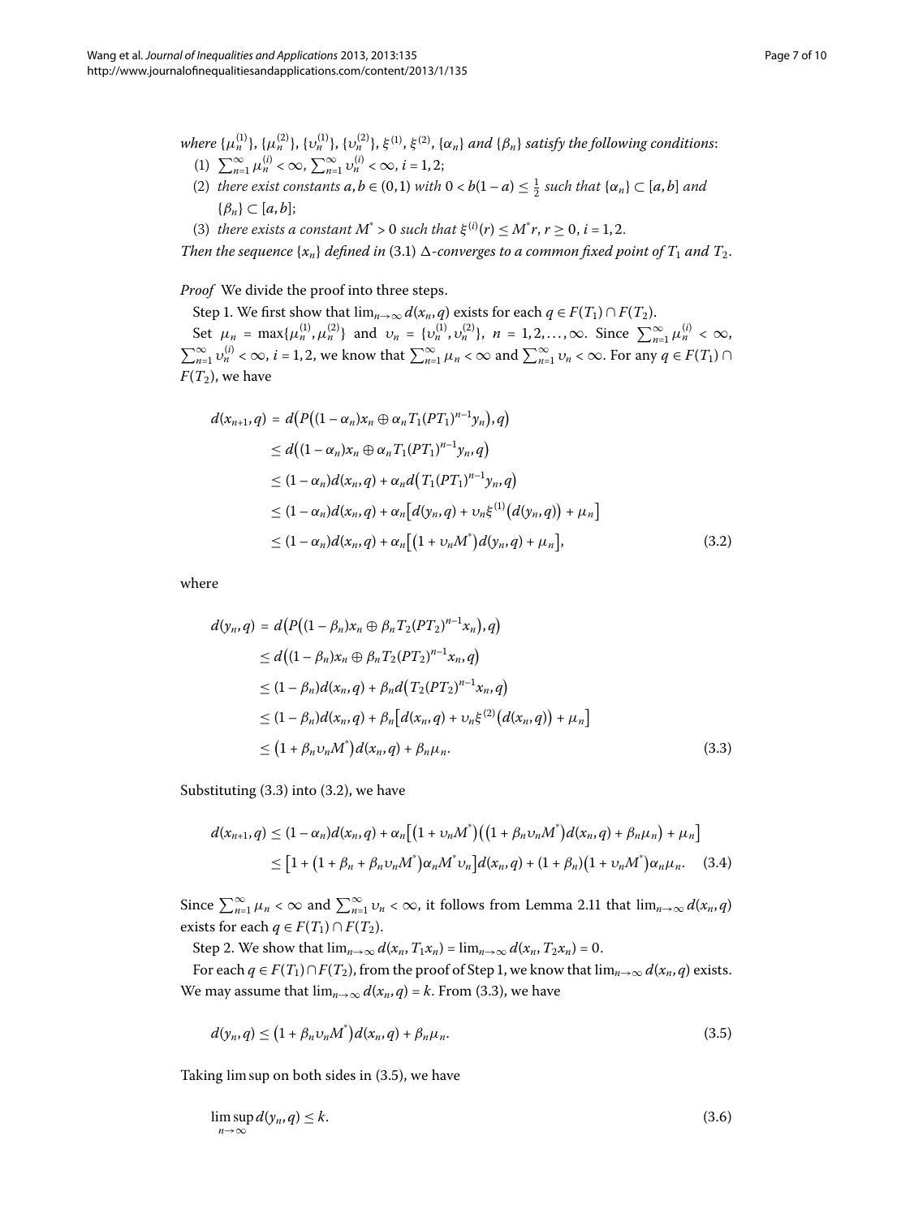*where* $\{\mu_n^{(1)}\}$, $\{\mu_n^{(2)}\}$, $\{\upsilon_n^{(1)}\}$, $\{\upsilon_n^{(2)}\}$, $\xi^{(1)}$, $\xi^{(2)}$, $\{\alpha_n\}$ *and* $\{\beta_n\}$ *satisfy the following conditions*:

1. $\sum_{n=1}^{\infty} \mu_n^{(i)} < \infty$, $\sum_{n=1}^{\infty} \upsilon_n^{(i)} < \infty$, $i = 1, 2$;
2. *there exist constants* $a, b \in (0,1)$ *with* $0 < b(1-a) \leq \frac{1}{2}$ *such that* $\{\alpha_n\} \subset [a,b]$ *and* $\{\beta_n\} \subset [a,b]$;
3. *there exists a constant* $M^* > 0$ *such that* $\xi^{(i)}(r) \leq M^* r$, $r \geq 0$, $i = 1, 2$.

*Then the sequence* $\{x_n\}$ *defined in* (3.1) $\Delta$*-converges to a common fixed point of* $T_1$ *and* $T_2$.

*Proof* We divide the proof into three steps.

Step 1. We first show that $\lim_{n\to\infty} d(x_n, q)$ exists for each $q \in F(T_1) \cap F(T_2)$.

Set $\mu_n = \max\{\mu_n^{(1)}, \mu_n^{(2)}\}$ and $\upsilon_n = \{\upsilon_n^{(1)}, \upsilon_n^{(2)}\}$, $n = 1, 2, \ldots, \infty$. Since $\sum_{n=1}^{\infty} \mu_n^{(i)} < \infty$, $\sum_{n=1}^{\infty} \upsilon_n^{(i)} < \infty$, $i = 1, 2$, we know that $\sum_{n=1}^{\infty} \mu_n < \infty$ and $\sum_{n=1}^{\infty} \upsilon_n < \infty$. For any $q \in F(T_1) \cap F(T_2)$, we have

$$
\begin{aligned}
d(x_{n+1}, q) &= d\big(P\big((1-\alpha_n)x_n \oplus \alpha_n T_1(PT_1)^{n-1}y_n\big), q\big) \\
&\leq d\big((1-\alpha_n)x_n \oplus \alpha_n T_1(PT_1)^{n-1}y_n, q\big) \\
&\leq (1-\alpha_n)d(x_n, q) + \alpha_n d\big(T_1(PT_1)^{n-1}y_n, q\big) \\
&\leq (1-\alpha_n)d(x_n, q) + \alpha_n\big[d(y_n, q) + \upsilon_n \xi^{(1)}\big(d(y_n, q)\big) + \mu_n\big] \\
&\leq (1-\alpha_n)d(x_n, q) + \alpha_n\big[\big(1 + \upsilon_n M^*\big)d(y_n, q) + \mu_n\big],
\end{aligned} \tag{3.2}
$$

where

$$
\begin{aligned}
d(y_n, q) &= d\big(P\big((1-\beta_n)x_n \oplus \beta_n T_2(PT_2)^{n-1}x_n\big), q\big) \\
&\leq d\big((1-\beta_n)x_n \oplus \beta_n T_2(PT_2)^{n-1}x_n, q\big) \\
&\leq (1-\beta_n)d(x_n, q) + \beta_n d\big(T_2(PT_2)^{n-1}x_n, q\big) \\
&\leq (1-\beta_n)d(x_n, q) + \beta_n\big[d(x_n, q) + \upsilon_n \xi^{(2)}\big(d(x_n, q)\big) + \mu_n\big] \\
&\leq \big(1 + \beta_n \upsilon_n M^*\big)d(x_n, q) + \beta_n \mu_n.
\end{aligned} \tag{3.3}
$$

Substituting (3.3) into (3.2), we have

$$
\begin{aligned}
d(x_{n+1}, q) &\leq (1-\alpha_n)d(x_n, q) + \alpha_n\big[\big(1 + \upsilon_n M^*\big)\big(\big(1 + \beta_n \upsilon_n M^*\big)d(x_n, q) + \beta_n \mu_n\big) + \mu_n\big] \\
&\leq \big[1 + \big(1 + \beta_n + \beta_n \upsilon_n M^*\big)\alpha_n M^* \upsilon_n\big]d(x_n, q) + (1 + \beta_n)\big(1 + \upsilon_n M^*\big)\alpha_n \mu_n.
\end{aligned} \tag{3.4}
$$

Since $\sum_{n=1}^{\infty} \mu_n < \infty$ and $\sum_{n=1}^{\infty} \upsilon_n < \infty$, it follows from Lemma 2.11 that $\lim_{n\to\infty} d(x_n, q)$ exists for each $q \in F(T_1) \cap F(T_2)$.

Step 2. We show that $\lim_{n\to\infty} d(x_n, T_1 x_n) = \lim_{n\to\infty} d(x_n, T_2 x_n) = 0$.

For each $q \in F(T_1) \cap F(T_2)$, from the proof of Step 1, we know that $\lim_{n\to\infty} d(x_n, q)$ exists. We may assume that $\lim_{n\to\infty} d(x_n, q) = k$. From (3.3), we have

$$
d(y_n, q) \leq \big(1 + \beta_n \upsilon_n M^*\big)d(x_n, q) + \beta_n \mu_n. \tag{3.5}
$$

Taking lim sup on both sides in (3.5), we have

$$
\limsup_{n\to\infty} d(y_n, q) \leq k. \tag{3.6}
$$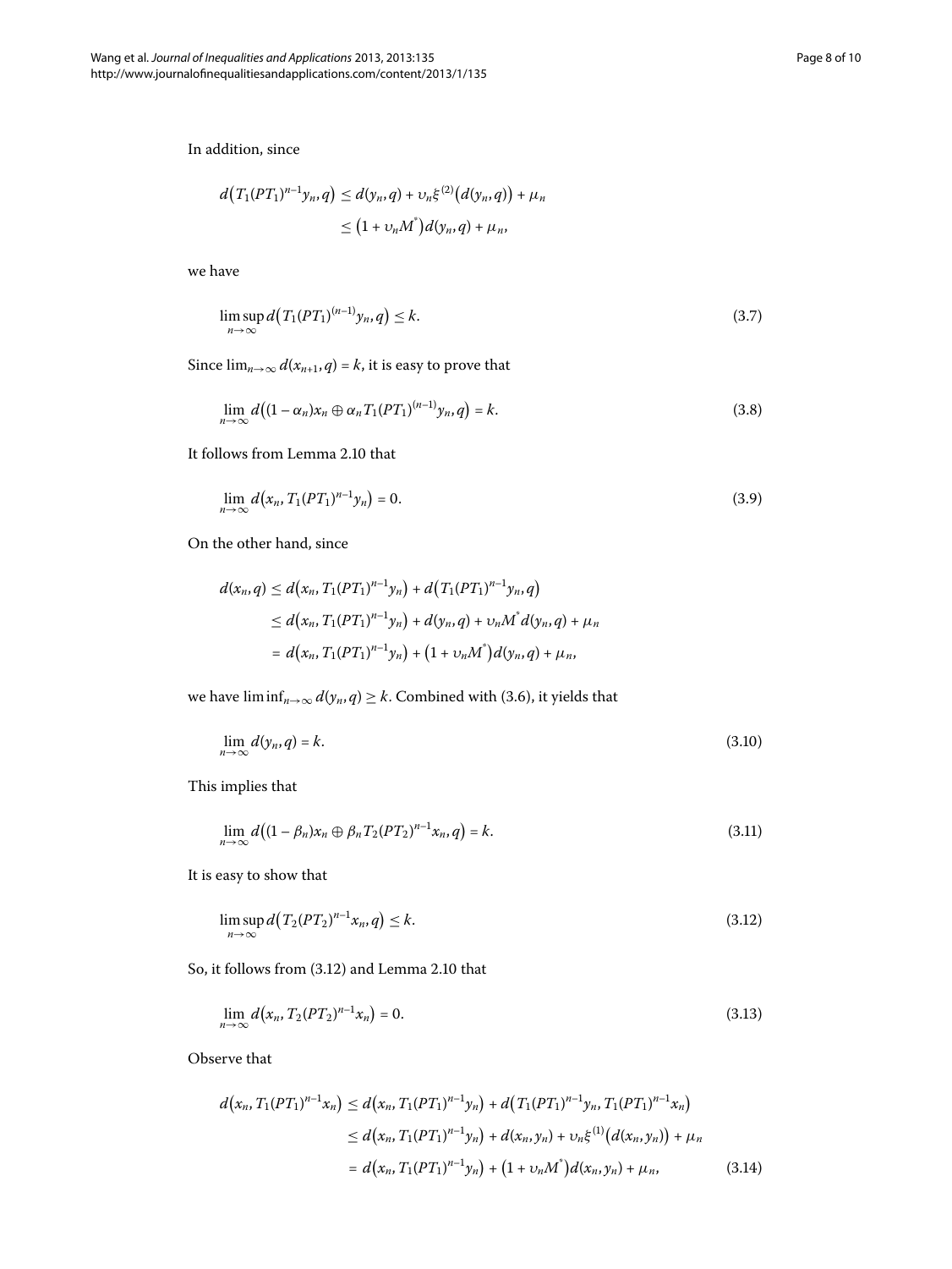In addition, since

$$
\begin{aligned}
d\big(T_1(PT_1)^{n-1}y_n, q\big) &\leq d(y_n, q) + \upsilon_n \xi^{(2)}\big(d(y_n, q)\big) + \mu_n \\
&\leq \big(1 + \upsilon_n M^{*}\big) d(y_n, q) + \mu_n,
\end{aligned}
$$

we have

$$
\limsup_{n\to\infty} d\big(T_1(PT_1)^{(n-1)}y_n, q\big) \leq k. \tag{3.7}
$$

Since $\lim_{n\to\infty} d(x_{n+1}, q) = k$, it is easy to prove that

$$
\lim_{n\to\infty} d\big((1-\alpha_n)x_n \oplus \alpha_n T_1(PT_1)^{(n-1)}y_n, q\big) = k. \tag{3.8}
$$

It follows from Lemma 2.10 that

$$
\lim_{n\to\infty} d\big(x_n, T_1(PT_1)^{n-1}y_n\big) = 0. \tag{3.9}
$$

On the other hand, since

$$
\begin{aligned}
d(x_n, q) &\leq d\big(x_n, T_1(PT_1)^{n-1}y_n\big) + d\big(T_1(PT_1)^{n-1}y_n, q\big) \\
&\leq d\big(x_n, T_1(PT_1)^{n-1}y_n\big) + d(y_n, q) + \upsilon_n M^{*} d(y_n, q) + \mu_n \\
&= d\big(x_n, T_1(PT_1)^{n-1}y_n\big) + \big(1 + \upsilon_n M^{*}\big) d(y_n, q) + \mu_n,
\end{aligned}
$$

we have $\liminf_{n\to\infty} d(y_n, q) \geq k$. Combined with (3.6), it yields that

$$
\lim_{n\to\infty} d(y_n, q) = k. \tag{3.10}
$$

This implies that

$$
\lim_{n\to\infty} d\big((1-\beta_n)x_n \oplus \beta_n T_2(PT_2)^{n-1}x_n, q\big) = k. \tag{3.11}
$$

It is easy to show that

$$
\limsup_{n\to\infty} d\big(T_2(PT_2)^{n-1}x_n, q\big) \leq k. \tag{3.12}
$$

So, it follows from (3.12) and Lemma 2.10 that

$$
\lim_{n\to\infty} d\big(x_n, T_2(PT_2)^{n-1}x_n\big) = 0. \tag{3.13}
$$

Observe that

$$
\begin{aligned}
d\big(x_n, T_1(PT_1)^{n-1}x_n\big) &\leq d\big(x_n, T_1(PT_1)^{n-1}y_n\big) + d\big(T_1(PT_1)^{n-1}y_n, T_1(PT_1)^{n-1}x_n\big) \\
&\leq d\big(x_n, T_1(PT_1)^{n-1}y_n\big) + d(x_n, y_n) + \upsilon_n \xi^{(1)}\big(d(x_n, y_n)\big) + \mu_n \\
&= d\big(x_n, T_1(PT_1)^{n-1}y_n\big) + \big(1 + \upsilon_n M^{*}\big) d(x_n, y_n) + \mu_n,
\end{aligned} \tag{3.14}
$$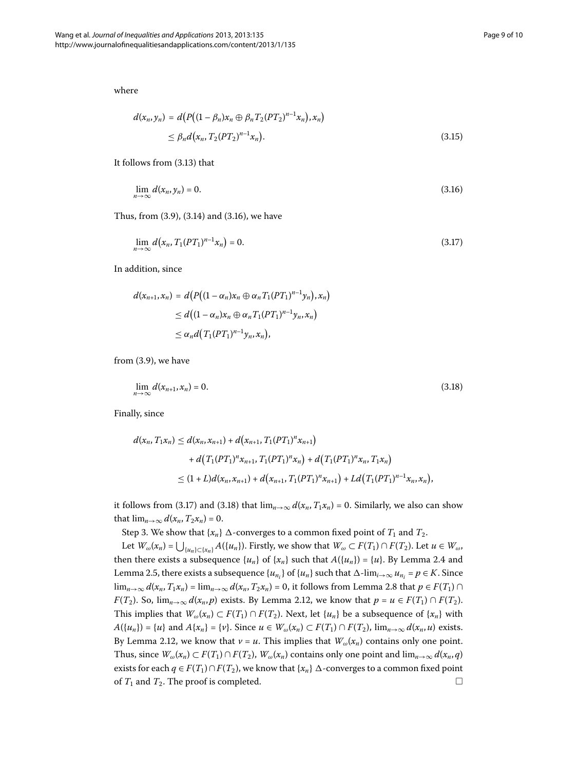where

$$
\begin{aligned}
d(x_n, y_n) &= d\big(P\big((1-\beta_n)x_n \oplus \beta_n T_2(PT_2)^{n-1}x_n\big), x_n\big) \\
&\le \beta_n d\big(x_n, T_2(PT_2)^{n-1}x_n\big).
\end{aligned}
\tag{3.15}
$$

It follows from (3.13) that

$$
\lim_{n\to\infty} d(x_n, y_n) = 0. \tag{3.16}
$$

Thus, from (3.9), (3.14) and (3.16), we have

$$
\lim_{n\to\infty} d\big(x_n, T_1(PT_1)^{n-1}x_n\big) = 0. \tag{3.17}
$$

In addition, since

$$
\begin{aligned}
d(x_{n+1}, x_n) &= d\big(P\big((1-\alpha_n)x_n \oplus \alpha_n T_1(PT_1)^{n-1}y_n\big), x_n\big) \\
&\le d\big((1-\alpha_n)x_n \oplus \alpha_n T_1(PT_1)^{n-1}y_n, x_n\big) \\
&\le \alpha_n d\big(T_1(PT_1)^{n-1}y_n, x_n\big),
\end{aligned}
$$

from (3.9), we have

$$
\lim_{n\to\infty} d(x_{n+1}, x_n) = 0. \tag{3.18}
$$

Finally, since

$$
\begin{aligned}
d(x_n, T_1x_n) &\le d(x_n, x_{n+1}) + d\big(x_{n+1}, T_1(PT_1)^n x_{n+1}\big) \\
&\quad + d\big(T_1(PT_1)^n x_{n+1}, T_1(PT_1)^n x_n\big) + d\big(T_1(PT_1)^n x_n, T_1x_n\big) \\
&\le (1+L)d(x_n, x_{n+1}) + d\big(x_{n+1}, T_1(PT_1)^n x_{n+1}\big) + Ld\big(T_1(PT_1)^{n-1}x_n, x_n\big),
\end{aligned}
$$

it follows from (3.17) and (3.18) that $\lim_{n\to\infty} d(x_n, T_1x_n) = 0$. Similarly, we also can show that $\lim_{n\to\infty} d(x_n, T_2x_n) = 0$.

Step 3. We show that $\{x_n\}$ $\Delta$-converges to a common fixed point of $T_1$ and $T_2$.

Let $W_\omega(x_n) = \bigcup_{\{u_n\}\subset\{x_n\}} A(\{u_n\})$. Firstly, we show that $W_\omega \subset F(T_1) \cap F(T_2)$. Let $u \in W_\omega$, then there exists a subsequence $\{u_n\}$ of $\{x_n\}$ such that $A(\{u_n\}) = \{u\}$. By Lemma 2.4 and Lemma 2.5, there exists a subsequence $\{u_{n_i}\}$ of $\{u_n\}$ such that $\Delta\text{-}\lim_{i\to\infty} u_{n_i} = p \in K$. Since $\lim_{n\to\infty} d(x_n, T_1x_n) = \lim_{n\to\infty} d(x_n, T_2x_n) = 0$, it follows from Lemma 2.8 that $p \in F(T_1) \cap F(T_2)$. So, $\lim_{n\to\infty} d(x_n, p)$ exists. By Lemma 2.12, we know that $p = u \in F(T_1) \cap F(T_2)$. This implies that $W_\omega(x_n) \subset F(T_1) \cap F(T_2)$. Next, let $\{u_n\}$ be a subsequence of $\{x_n\}$ with $A(\{u_n\}) = \{u\}$ and $A\{x_n\} = \{v\}$. Since $u \in W_\omega(x_n) \subset F(T_1) \cap F(T_2)$, $\lim_{n\to\infty} d(x_n, u)$ exists. By Lemma 2.12, we know that $v = u$. This implies that $W_\omega(x_n)$ contains only one point. Thus, since $W_\omega(x_n) \subset F(T_1) \cap F(T_2)$, $W_\omega(x_n)$ contains only one point and $\lim_{n\to\infty} d(x_n, q)$ exists for each $q \in F(T_1) \cap F(T_2)$, we know that $\{x_n\}$ $\Delta$-converges to a common fixed point of $T_1$ and $T_2$. The proof is completed. □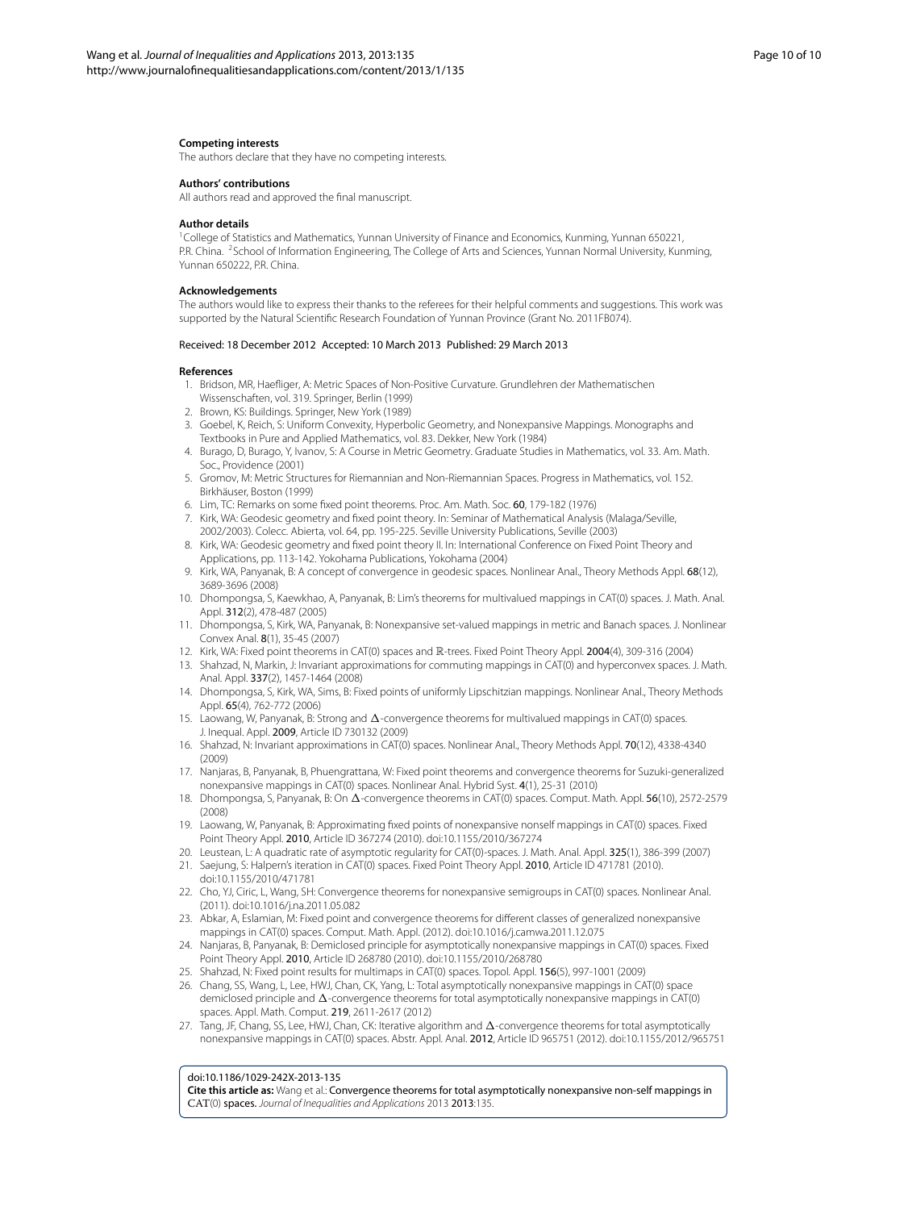#### Competing interests

The authors declare that they have no competing interests.

#### Authors' contributions

All authors read and approved the final manuscript.

#### Author details

[1]College of Statistics and Mathematics, Yunnan University of Finance and Economics, Kunming, Yunnan 650221, P.R. China. [2]School of Information Engineering, The College of Arts and Sciences, Yunnan Normal University, Kunming, Yunnan 650222, P.R. China.

#### Acknowledgements

The authors would like to express their thanks to the referees for their helpful comments and suggestions. This work was supported by the Natural Scientific Research Foundation of Yunnan Province (Grant No. 2011FB074).

Received: 18 December 2012 Accepted: 10 March 2013 Published: 29 March 2013

#### References

1. Bridson, MR, Haefliger, A: Metric Spaces of Non-Positive Curvature. Grundlehren der Mathematischen Wissenschaften, vol. 319. Springer, Berlin (1999)
2. Brown, KS: Buildings. Springer, New York (1989)
3. Goebel, K, Reich, S: Uniform Convexity, Hyperbolic Geometry, and Nonexpansive Mappings. Monographs and Textbooks in Pure and Applied Mathematics, vol. 83. Dekker, New York (1984)
4. Burago, D, Burago, Y, Ivanov, S: A Course in Metric Geometry. Graduate Studies in Mathematics, vol. 33. Am. Math. Soc., Providence (2001)
5. Gromov, M: Metric Structures for Riemannian and Non-Riemannian Spaces. Progress in Mathematics, vol. 152. Birkhäuser, Boston (1999)
6. Lim, TC: Remarks on some fixed point theorems. Proc. Am. Math. Soc. **60**, 179-182 (1976)
7. Kirk, WA: Geodesic geometry and fixed point theory. In: Seminar of Mathematical Analysis (Malaga/Seville, 2002/2003). Colecc. Abierta, vol. 64, pp. 195-225. Seville University Publications, Seville (2003)
8. Kirk, WA: Geodesic geometry and fixed point theory II. In: International Conference on Fixed Point Theory and Applications, pp. 113-142. Yokohama Publications, Yokohama (2004)
9. Kirk, WA, Panyanak, B: A concept of convergence in geodesic spaces. Nonlinear Anal., Theory Methods Appl. **68**(12), 3689-3696 (2008)
10. Dhompongsa, S, Kaewkhao, A, Panyanak, B: Lim's theorems for multivalued mappings in CAT(0) spaces. J. Math. Anal. Appl. **312**(2), 478-487 (2005)
11. Dhompongsa, S, Kirk, WA, Panyanak, B: Nonexpansive set-valued mappings in metric and Banach spaces. J. Nonlinear Convex Anal. **8**(1), 35-45 (2007)
12. Kirk, WA: Fixed point theorems in CAT(0) spaces and $\mathbb{R}$-trees. Fixed Point Theory Appl. **2004**(4), 309-316 (2004)
13. Shahzad, N, Markin, J: Invariant approximations for commuting mappings in CAT(0) and hyperconvex spaces. J. Math. Anal. Appl. **337**(2), 1457-1464 (2008)
14. Dhompongsa, S, Kirk, WA, Sims, B: Fixed points of uniformly Lipschitzian mappings. Nonlinear Anal., Theory Methods Appl. **65**(4), 762-772 (2006)
15. Laowang, W, Panyanak, B: Strong and $\Delta$-convergence theorems for multivalued mappings in CAT(0) spaces. J. Inequal. Appl. **2009**, Article ID 730132 (2009)
16. Shahzad, N: Invariant approximations in CAT(0) spaces. Nonlinear Anal., Theory Methods Appl. **70**(12), 4338-4340 (2009)
17. Nanjaras, B, Panyanak, B, Phuengrattana, W: Fixed point theorems and convergence theorems for Suzuki-generalized nonexpansive mappings in CAT(0) spaces. Nonlinear Anal. Hybrid Syst. **4**(1), 25-31 (2010)
18. Dhompongsa, S, Panyanak, B: On $\Delta$-convergence theorems in CAT(0) spaces. Comput. Math. Appl. **56**(10), 2572-2579 (2008)
19. Laowang, W, Panyanak, B: Approximating fixed points of nonexpansive nonself mappings in CAT(0) spaces. Fixed Point Theory Appl. **2010**, Article ID 367274 (2010). doi:10.1155/2010/367274
20. Leustean, L: A quadratic rate of asymptotic regularity for CAT(0)-spaces. J. Math. Anal. Appl. **325**(1), 386-399 (2007)
21. Saejung, S: Halpern's iteration in CAT(0) spaces. Fixed Point Theory Appl. **2010**, Article ID 471781 (2010). doi:10.1155/2010/471781
22. Cho, YJ, Ciric, L, Wang, SH: Convergence theorems for nonexpansive semigroups in CAT(0) spaces. Nonlinear Anal. (2011). doi:10.1016/j.na.2011.05.082
23. Abkar, A, Eslamian, M: Fixed point and convergence theorems for different classes of generalized nonexpansive mappings in CAT(0) spaces. Comput. Math. Appl. (2012). doi:10.1016/j.camwa.2011.12.075
24. Nanjaras, B, Panyanak, B: Demiclosed principle for asymptotically nonexpansive mappings in CAT(0) spaces. Fixed Point Theory Appl. **2010**, Article ID 268780 (2010). doi:10.1155/2010/268780
25. Shahzad, N: Fixed point results for multimaps in CAT(0) spaces. Topol. Appl. **156**(5), 997-1001 (2009)
26. Chang, SS, Wang, L, Lee, HWJ, Chan, CK, Yang, L: Total asymptotically nonexpansive mappings in CAT(0) space demiclosed principle and $\Delta$-convergence theorems for total asymptotically nonexpansive mappings in CAT(0) spaces. Appl. Math. Comput. **219**, 2611-2617 (2012)
27. Tang, JF, Chang, SS, Lee, HWJ, Chan, CK: Iterative algorithm and $\Delta$-convergence theorems for total asymptotically nonexpansive mappings in CAT(0) spaces. Abstr. Appl. Anal. **2012**, Article ID 965751 (2012). doi:10.1155/2012/965751

doi:10.1186/1029-242X-2013-135

**Cite this article as:** Wang et al.: **Convergence theorems for total asymptotically nonexpansive non-self mappings in CAT(0) spaces.** *Journal of Inequalities and Applications* 2013 **2013**:135.